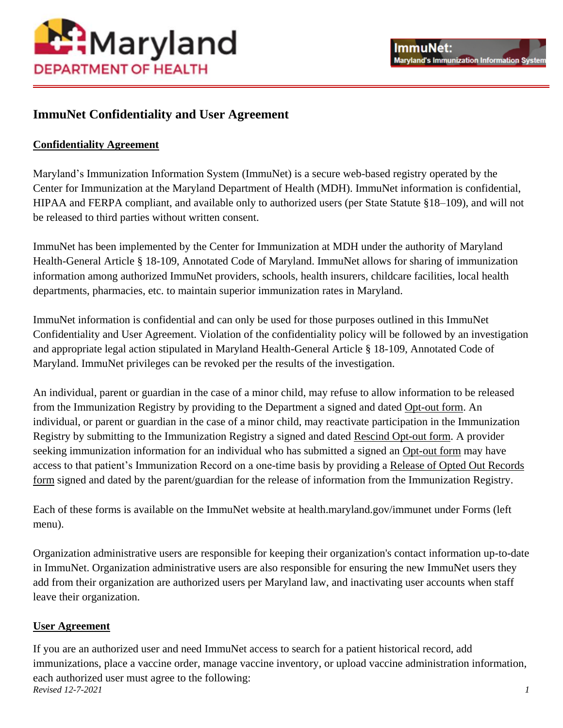# ImmuNet Confidentiality and User Agreement

## Confidentiality Agreement

Maryland's Immunization Information System (ImmuNet) is a secure web-based registry operated by the Center for Immunization at the Maryland Department of Health (MDH). ImmuNet information is confidential, HIPAA and FERPA compliant, and available only to authorized users (per State Statute §18–109), and will not be released to third parties without written consent.

ImmuNet has been implemented by the Center for Immunization at MDH under the authority of Maryland Health-General Article § 18-109, Annotated Code of Maryland. ImmuNet allows for sharing of immunization information among authorized ImmuNet providers, schools, health insurers, childcare facilities, local health departments, pharmacies, etc. to maintain superior immunization rates in Maryland.

ImmuNet information is confidential and can only be used for those purposes outlined in this ImmuNet Confidentiality and User Agreement. Violation of the confidentiality policy will be followed by an investigation and appropriate legal action stipulated in Maryland Health-General Article § 18-109, Annotated Code of Maryland. ImmuNet privileges can be revoked per the results of the investigation.

An individual, parent or guardian in the case of a minor child, may refuse to allow information to be released from the Immunization Registry by providing to the Department a signed and dated Opt-out form. An individual, or parent or guardian in the case of a minor child, may reactivate participation in the Immunization Registry by submitting to the Immunization Registry a signed and dated Rescind Opt-out form. A provider seeking immunization information for an individual who has submitted a signed an Opt-out form may have access to that patient's Immunization Record on a one-time basis by providing a Release of Opted Out Records form signed and dated by the parent/guardian for the release of information from the Immunization Registry.

Each of these forms is available on the ImmuNet website at health.maryland.gov/immunet under Forms (left menu).

Organization administrative users are responsible for keeping their organization's contact information up-to-date in ImmuNet. Organization administrative users are also responsible for ensuring the new ImmuNet users they add from their organization are authorized users per Maryland law, and inactivating user accounts when staff leave their organization.

## User Agreement

If you are an authorized user and need ImmuNet access to search for a patient historical record, add immunizations, place a vaccine order, manage vaccine inventory, or upload vaccine administration information, each authorized user must agree to the following:

*Revised 12-7-2021*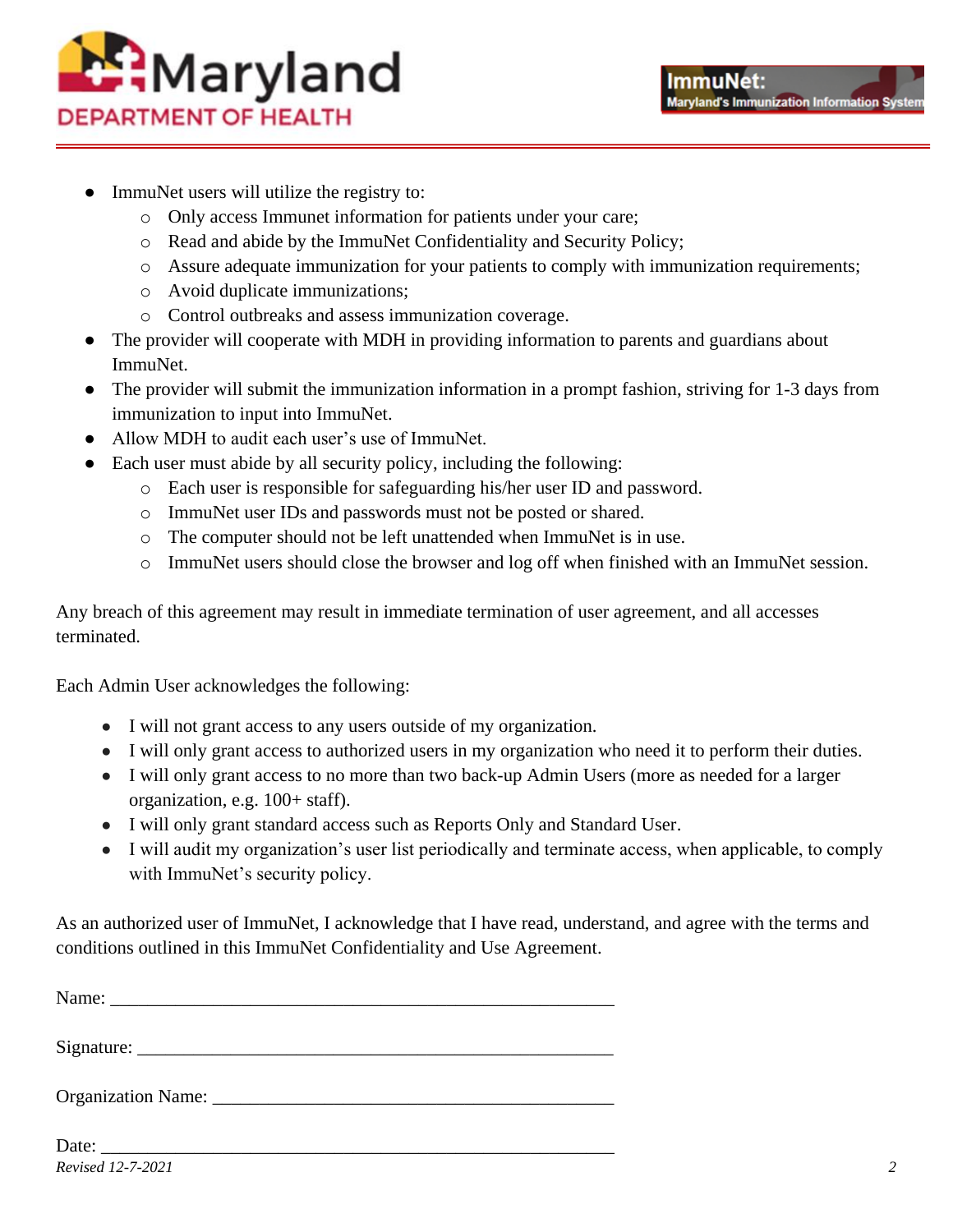- ImmuNet users will utilize the registry to:
  - Only access Immunet information for patients under your care;
  - Read and abide by the ImmuNet Confidentiality and Security Policy;
  - Assure adequate immunization for your patients to comply with immunization requirements;
  - Avoid duplicate immunizations;
  - Control outbreaks and assess immunization coverage.
- The provider will cooperate with MDH in providing information to parents and guardians about ImmuNet.
- The provider will submit the immunization information in a prompt fashion, striving for 1-3 days from immunization to input into ImmuNet.
- Allow MDH to audit each user's use of ImmuNet.
- Each user must abide by all security policy, including the following:
  - Each user is responsible for safeguarding his/her user ID and password.
  - ImmuNet user IDs and passwords must not be posted or shared.
  - The computer should not be left unattended when ImmuNet is in use.
  - ImmuNet users should close the browser and log off when finished with an ImmuNet session.

Any breach of this agreement may result in immediate termination of user agreement, and all accesses terminated.

Each Admin User acknowledges the following:

- I will not grant access to any users outside of my organization.
- I will only grant access to authorized users in my organization who need it to perform their duties.
- I will only grant access to no more than two back-up Admin Users (more as needed for a larger organization, e.g. 100+ staff).
- I will only grant standard access such as Reports Only and Standard User.
- I will audit my organization's user list periodically and terminate access, when applicable, to comply with ImmuNet's security policy.

As an authorized user of ImmuNet, I acknowledge that I have read, understand, and agree with the terms and conditions outlined in this ImmuNet Confidentiality and Use Agreement.

Name: ________________________________________________________

Signature: _____________________________________________________

Organization Name: ______________________________________________

Date: _________________________________________________________

*Revised 12-7-2021*